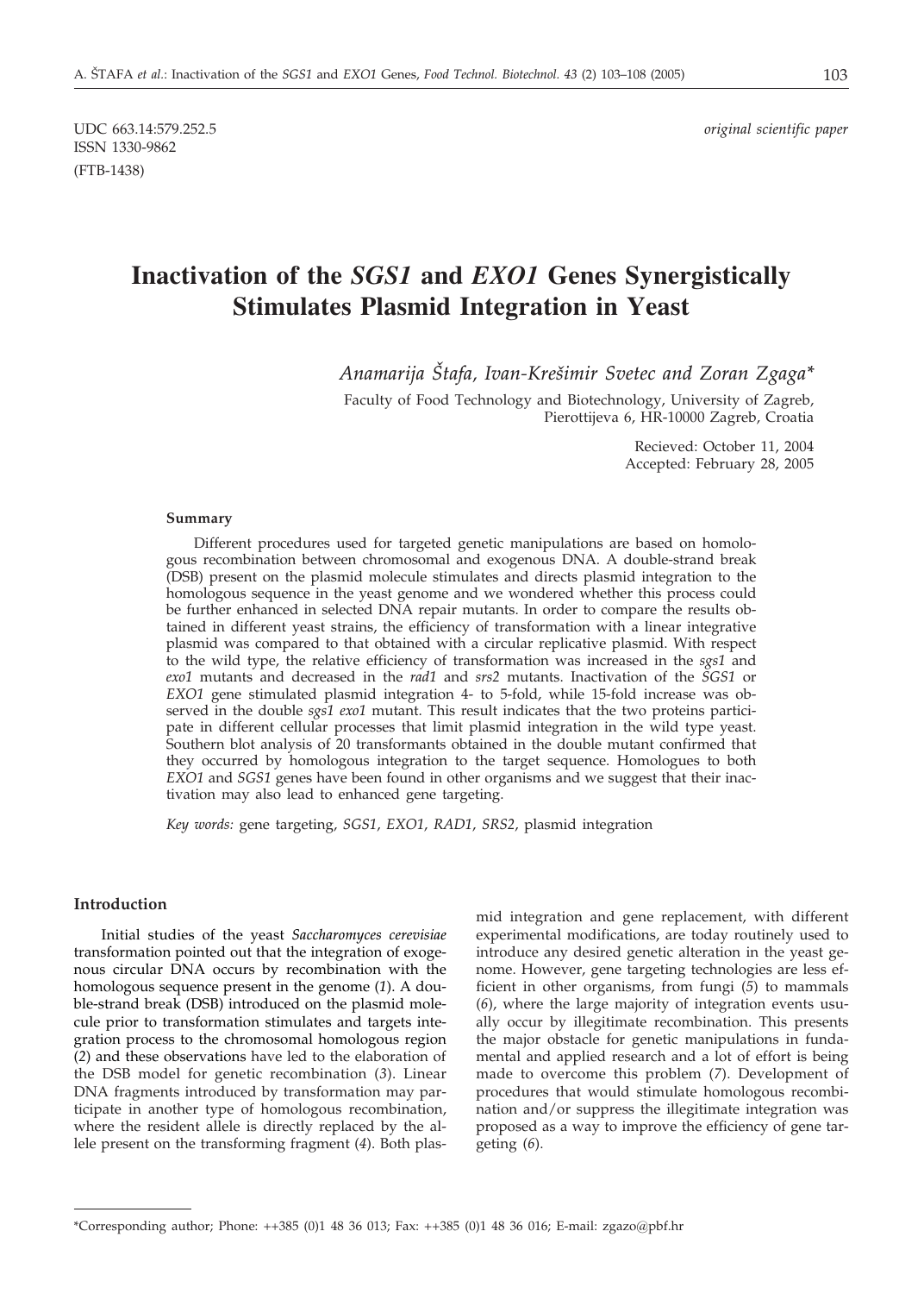UDC 663.14:579.252.5
ISSN 1330-9862
(FTB-1438)

*original scientific paper*

# Inactivation of the *SGS1* and *EXO1* Genes Synergistically Stimulates Plasmid Integration in Yeast

*Anamarija Štafa, Ivan-Krešimir Svetec and Zoran Zgaga\**

Faculty of Food Technology and Biotechnology, University of Zagreb, Pierottijeva 6, HR-10000 Zagreb, Croatia

Recieved: October 11, 2004
Accepted: February 28, 2005

## Summary

Different procedures used for targeted genetic manipulations are based on homologous recombination between chromosomal and exogenous DNA. A double-strand break (DSB) present on the plasmid molecule stimulates and directs plasmid integration to the homologous sequence in the yeast genome and we wondered whether this process could be further enhanced in selected DNA repair mutants. In order to compare the results obtained in different yeast strains, the efficiency of transformation with a linear integrative plasmid was compared to that obtained with a circular replicative plasmid. With respect to the wild type, the relative efficiency of transformation was increased in the *sgs1* and *exo1* mutants and decreased in the *rad1* and *srs2* mutants. Inactivation of the *SGS1* or *EXO1* gene stimulated plasmid integration 4- to 5-fold, while 15-fold increase was observed in the double *sgs1 exo1* mutant. This result indicates that the two proteins participate in different cellular processes that limit plasmid integration in the wild type yeast. Southern blot analysis of 20 transformants obtained in the double mutant confirmed that they occurred by homologous integration to the target sequence. Homologues to both *EXO1* and *SGS1* genes have been found in other organisms and we suggest that their inactivation may also lead to enhanced gene targeting.

*Key words:* gene targeting, *SGS1*, *EXO1*, *RAD1*, *SRS2*, plasmid integration

## Introduction

Initial studies of the yeast *Saccharomyces cerevisiae* transformation pointed out that the integration of exogenous circular DNA occurs by recombination with the homologous sequence present in the genome (*1*). A double-strand break (DSB) introduced on the plasmid molecule prior to transformation stimulates and targets integration process to the chromosomal homologous region (*2*) and these observations have led to the elaboration of the DSB model for genetic recombination (*3*). Linear DNA fragments introduced by transformation may participate in another type of homologous recombination, where the resident allele is directly replaced by the allele present on the transforming fragment (*4*). Both plasmid integration and gene replacement, with different experimental modifications, are today routinely used to introduce any desired genetic alteration in the yeast genome. However, gene targeting technologies are less efficient in other organisms, from fungi (*5*) to mammals (*6*), where the large majority of integration events usually occur by illegitimate recombination. This presents the major obstacle for genetic manipulations in fundamental and applied research and a lot of effort is being made to overcome this problem (*7*). Development of procedures that would stimulate homologous recombination and/or suppress the illegitimate integration was proposed as a way to improve the efficiency of gene targeting (*6*).

\*Corresponding author; Phone: ++385 (0)1 48 36 013; Fax: ++385 (0)1 48 36 016; E-mail: zgazo@pbf.hr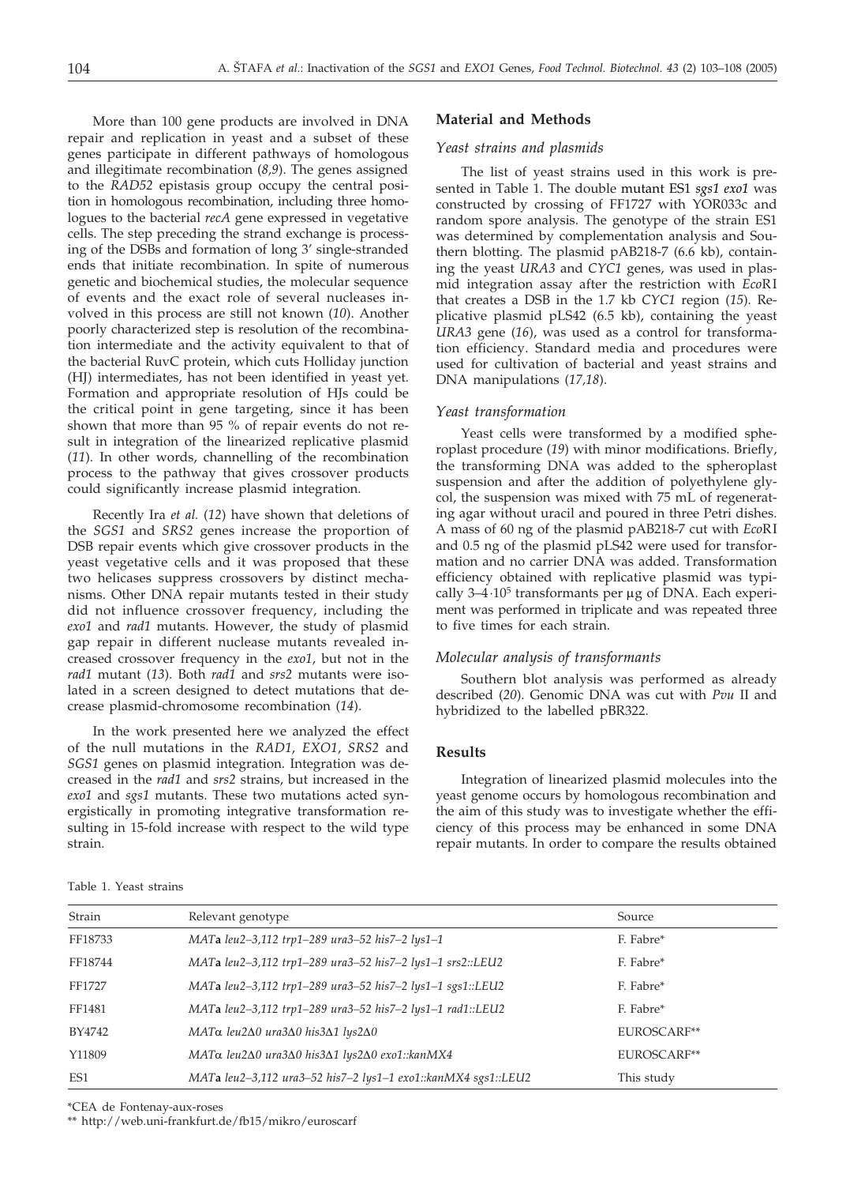More than 100 gene products are involved in DNA repair and replication in yeast and a subset of these genes participate in different pathways of homologous and illegitimate recombination (*8,9*). The genes assigned to the *RAD52* epistasis group occupy the central position in homologous recombination, including three homologues to the bacterial *recA* gene expressed in vegetative cells. The step preceding the strand exchange is processing of the DSBs and formation of long 3' single-stranded ends that initiate recombination. In spite of numerous genetic and biochemical studies, the molecular sequence of events and the exact role of several nucleases involved in this process are still not known (*10*). Another poorly characterized step is resolution of the recombination intermediate and the activity equivalent to that of the bacterial RuvC protein, which cuts Holliday junction (HJ) intermediates, has not been identified in yeast yet. Formation and appropriate resolution of HJs could be the critical point in gene targeting, since it has been shown that more than 95 % of repair events do not result in integration of the linearized replicative plasmid (*11*). In other words, channelling of the recombination process to the pathway that gives crossover products could significantly increase plasmid integration.

Recently Ira *et al.* (*12*) have shown that deletions of the *SGS1* and *SRS2* genes increase the proportion of DSB repair events which give crossover products in the yeast vegetative cells and it was proposed that these two helicases suppress crossovers by distinct mechanisms. Other DNA repair mutants tested in their study did not influence crossover frequency, including the *exo1* and *rad1* mutants. However, the study of plasmid gap repair in different nuclease mutants revealed increased crossover frequency in the *exo1*, but not in the *rad1* mutant (*13*). Both *rad1* and *srs2* mutants were isolated in a screen designed to detect mutations that decrease plasmid-chromosome recombination (*14*).

In the work presented here we analyzed the effect of the null mutations in the *RAD1*, *EXO1*, *SRS2* and *SGS1* genes on plasmid integration. Integration was decreased in the *rad1* and *srs2* strains, but increased in the *exo1* and *sgs1* mutants. These two mutations acted synergistically in promoting integrative transformation resulting in 15-fold increase with respect to the wild type strain.

## Material and Methods

### *Yeast strains and plasmids*

The list of yeast strains used in this work is presented in Table 1. The double mutant ES1 *sgs1 exo1* was constructed by crossing of FF1727 with YOR033c and random spore analysis. The genotype of the strain ES1 was determined by complementation analysis and Southern blotting. The plasmid pAB218-7 (6.6 kb), containing the yeast *URA3* and *CYC1* genes, was used in plasmid integration assay after the restriction with *Eco*RI that creates a DSB in the 1.7 kb *CYC1* region (*15*). Replicative plasmid pLS42 (6.5 kb), containing the yeast *URA3* gene (*16*), was used as a control for transformation efficiency. Standard media and procedures were used for cultivation of bacterial and yeast strains and DNA manipulations (*17,18*).

### *Yeast transformation*

Yeast cells were transformed by a modified spheroplast procedure (*19*) with minor modifications. Briefly, the transforming DNA was added to the spheroplast suspension and after the addition of polyethylene glycol, the suspension was mixed with 75 mL of regenerating agar without uracil and poured in three Petri dishes. A mass of 60 ng of the plasmid pAB218-7 cut with *Eco*RI and 0.5 ng of the plasmid pLS42 were used for transformation and no carrier DNA was added. Transformation efficiency obtained with replicative plasmid was typically $3–4 \cdot 10^5$ transformants per μg of DNA. Each experiment was performed in triplicate and was repeated three to five times for each strain.

### *Molecular analysis of transformants*

Southern blot analysis was performed as already described (*20*). Genomic DNA was cut with *Pvu* II and hybridized to the labelled pBR322.

## Results

Integration of linearized plasmid molecules into the yeast genome occurs by homologous recombination and the aim of this study was to investigate whether the efficiency of this process may be enhanced in some DNA repair mutants. In order to compare the results obtained

Table 1. Yeast strains

| Strain | Relevant genotype | Source |
|---|---|---|
| FF18733 | *MAT***a** *leu2–3,112 trp1–289 ura3–52 his7–2 lys1–1* | F. Fabre* |
| FF18744 | *MAT***a** *leu2–3,112 trp1–289 ura3–52 his7–2 lys1–1 srs2::LEU2* | F. Fabre* |
| FF1727 | *MAT***a** *leu2–3,112 trp1–289 ura3–52 his7–2 lys1–1 sgs1::LEU2* | F. Fabre* |
| FF1481 | *MAT***a** *leu2–3,112 trp1–289 ura3–52 his7–2 lys1–1 rad1::LEU2* | F. Fabre* |
| BY4742 | *MAT*α *leu2*Δ*0 ura3*Δ*0 his3*Δ*1 lys2*Δ*0* | EUROSCARF** |
| Y11809 | *MAT*α *leu2*Δ*0 ura3*Δ*0 his3*Δ*1 lys2*Δ*0 exo1::kanMX4* | EUROSCARF** |
| ES1 | *MAT***a** *leu2–3,112 ura3–52 his7–2 lys1–1 exo1::kanMX4 sgs1::LEU2* | This study |

*CEA de Fontenay-aux-roses

** http://web.uni-frankfurt.de/fb15/mikro/euroscarf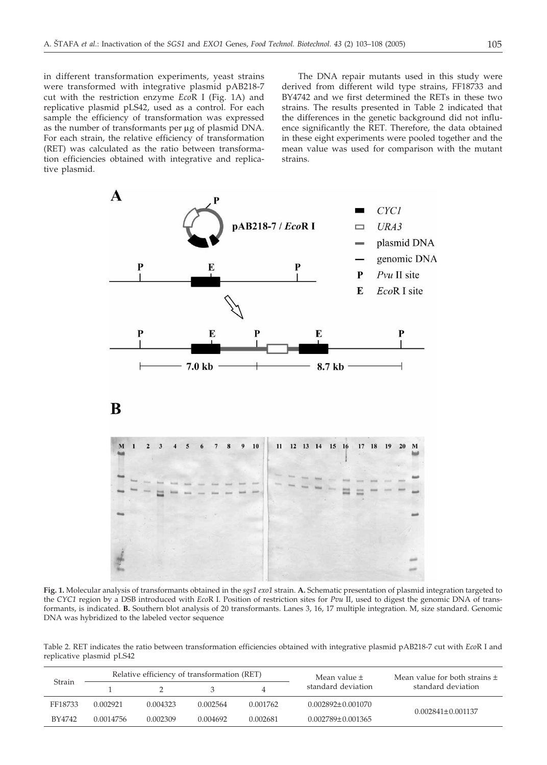in different transformation experiments, yeast strains were transformed with integrative plasmid pAB218-7 cut with the restriction enzyme *Eco*R I (Fig. 1A) and replicative plasmid pLS42, used as a control. For each sample the efficiency of transformation was expressed as the number of transformants per μg of plasmid DNA. For each strain, the relative efficiency of transformation (RET) was calculated as the ratio between transformation efficiencies obtained with integrative and replicative plasmid.

The DNA repair mutants used in this study were derived from different wild type strains, FF18733 and BY4742 and we first determined the RETs in these two strains. The results presented in Table 2 indicated that the differences in the genetic background did not influence significantly the RET. Therefore, the data obtained in these eight experiments were pooled together and the mean value was used for comparison with the mutant strains.

**Fig. 1.** Molecular analysis of transformants obtained in the *sgs1 exo1* strain. **A.** Schematic presentation of plasmid integration targeted to the *CYC1* region by a DSB introduced with *Eco*R I. Position of restriction sites for *Pvu* II, used to digest the genomic DNA of transformants, is indicated. **B.** Southern blot analysis of 20 transformants. Lanes 3, 16, 17 multiple integration. M, size standard. Genomic DNA was hybridized to the labeled vector sequence

Table 2. RET indicates the ratio between transformation efficiencies obtained with integrative plasmid pAB218-7 cut with *Eco*R I and replicative plasmid pLS42

| Strain | Relative efficiency of transformation (RET) | | | | Mean value ± standard deviation | Mean value for both strains ± standard deviation |
|---|---|---|---|---|---|---|
| | 1 | 2 | 3 | 4 | | |
| FF18733 | 0.002921 | 0.004323 | 0.002564 | 0.001762 | 0.002892±0.001070 | 0.002841±0.001137 |
| BY4742 | 0.0014756 | 0.002309 | 0.004692 | 0.002681 | 0.002789±0.001365 | |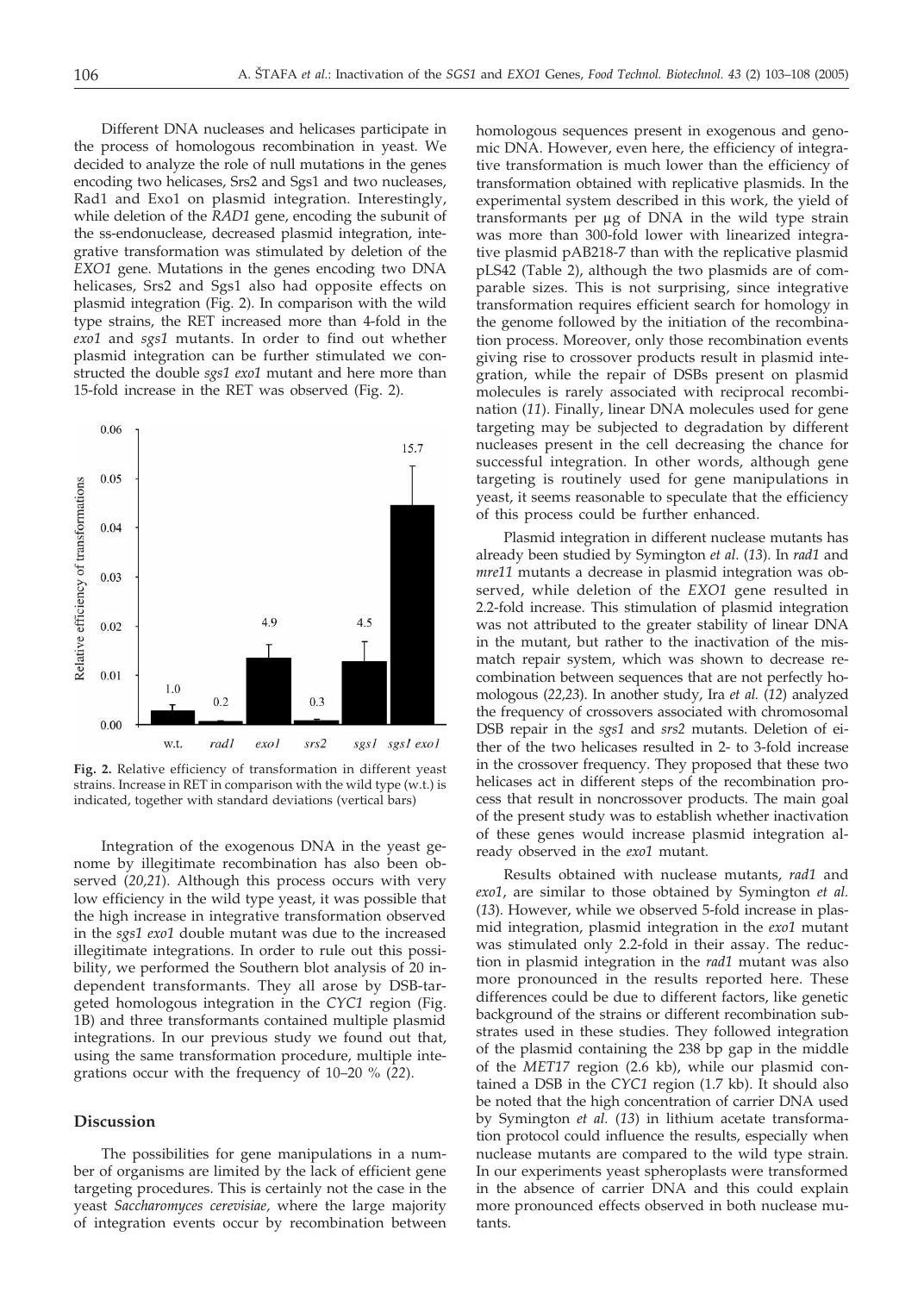Different DNA nucleases and helicases participate in the process of homologous recombination in yeast. We decided to analyze the role of null mutations in the genes encoding two helicases, Srs2 and Sgs1 and two nucleases, Rad1 and Exo1 on plasmid integration. Interestingly, while deletion of the *RAD1* gene, encoding the subunit of the ss-endonuclease, decreased plasmid integration, integrative transformation was stimulated by deletion of the *EXO1* gene. Mutations in the genes encoding two DNA helicases, Srs2 and Sgs1 also had opposite effects on plasmid integration (Fig. 2). In comparison with the wild type strains, the RET increased more than 4-fold in the *exo1* and *sgs1* mutants. In order to find out whether plasmid integration can be further stimulated we constructed the double *sgs1 exo1* mutant and here more than 15-fold increase in the RET was observed (Fig. 2).

**Fig. 2.** Relative efficiency of transformation in different yeast strains. Increase in RET in comparison with the wild type (w.t.) is indicated, together with standard deviations (vertical bars)

Integration of the exogenous DNA in the yeast genome by illegitimate recombination has also been observed (*20,21*). Although this process occurs with very low efficiency in the wild type yeast, it was possible that the high increase in integrative transformation observed in the *sgs1 exo1* double mutant was due to the increased illegitimate integrations. In order to rule out this possibility, we performed the Southern blot analysis of 20 independent transformants. They all arose by DSB-targeted homologous integration in the *CYC1* region (Fig. 1B) and three transformants contained multiple plasmid integrations. In our previous study we found out that, using the same transformation procedure, multiple integrations occur with the frequency of 10–20 % (*22*).

## Discussion

The possibilities for gene manipulations in a number of organisms are limited by the lack of efficient gene targeting procedures. This is certainly not the case in the yeast *Saccharomyces cerevisiae,* where the large majority of integration events occur by recombination between homologous sequences present in exogenous and genomic DNA. However, even here, the efficiency of integrative transformation is much lower than the efficiency of transformation obtained with replicative plasmids. In the experimental system described in this work, the yield of transformants per µg of DNA in the wild type strain was more than 300-fold lower with linearized integrative plasmid pAB218-7 than with the replicative plasmid pLS42 (Table 2), although the two plasmids are of comparable sizes. This is not surprising, since integrative transformation requires efficient search for homology in the genome followed by the initiation of the recombination process. Moreover, only those recombination events giving rise to crossover products result in plasmid integration, while the repair of DSBs present on plasmid molecules is rarely associated with reciprocal recombination (*11*). Finally, linear DNA molecules used for gene targeting may be subjected to degradation by different nucleases present in the cell decreasing the chance for successful integration. In other words, although gene targeting is routinely used for gene manipulations in yeast, it seems reasonable to speculate that the efficiency of this process could be further enhanced.

Plasmid integration in different nuclease mutants has already been studied by Symington *et al.* (*13*). In *rad1* and *mre11* mutants a decrease in plasmid integration was observed, while deletion of the *EXO1* gene resulted in 2.2-fold increase. This stimulation of plasmid integration was not attributed to the greater stability of linear DNA in the mutant, but rather to the inactivation of the mismatch repair system, which was shown to decrease recombination between sequences that are not perfectly homologous (*22,23*). In another study, Ira *et al.* (*12*) analyzed the frequency of crossovers associated with chromosomal DSB repair in the *sgs1* and *srs2* mutants. Deletion of either of the two helicases resulted in 2- to 3-fold increase in the crossover frequency. They proposed that these two helicases act in different steps of the recombination process that result in noncrossover products. The main goal of the present study was to establish whether inactivation of these genes would increase plasmid integration already observed in the *exo1* mutant.

Results obtained with nuclease mutants, *rad1* and *exo1*, are similar to those obtained by Symington *et al.* (*13*). However, while we observed 5-fold increase in plasmid integration, plasmid integration in the *exo1* mutant was stimulated only 2.2-fold in their assay. The reduction in plasmid integration in the *rad1* mutant was also more pronounced in the results reported here. These differences could be due to different factors, like genetic background of the strains or different recombination substrates used in these studies. They followed integration of the plasmid containing the 238 bp gap in the middle of the *MET17* region (2.6 kb), while our plasmid contained a DSB in the *CYC1* region (1.7 kb). It should also be noted that the high concentration of carrier DNA used by Symington *et al.* (*13*) in lithium acetate transformation protocol could influence the results, especially when nuclease mutants are compared to the wild type strain. In our experiments yeast spheroplasts were transformed in the absence of carrier DNA and this could explain more pronounced effects observed in both nuclease mutants.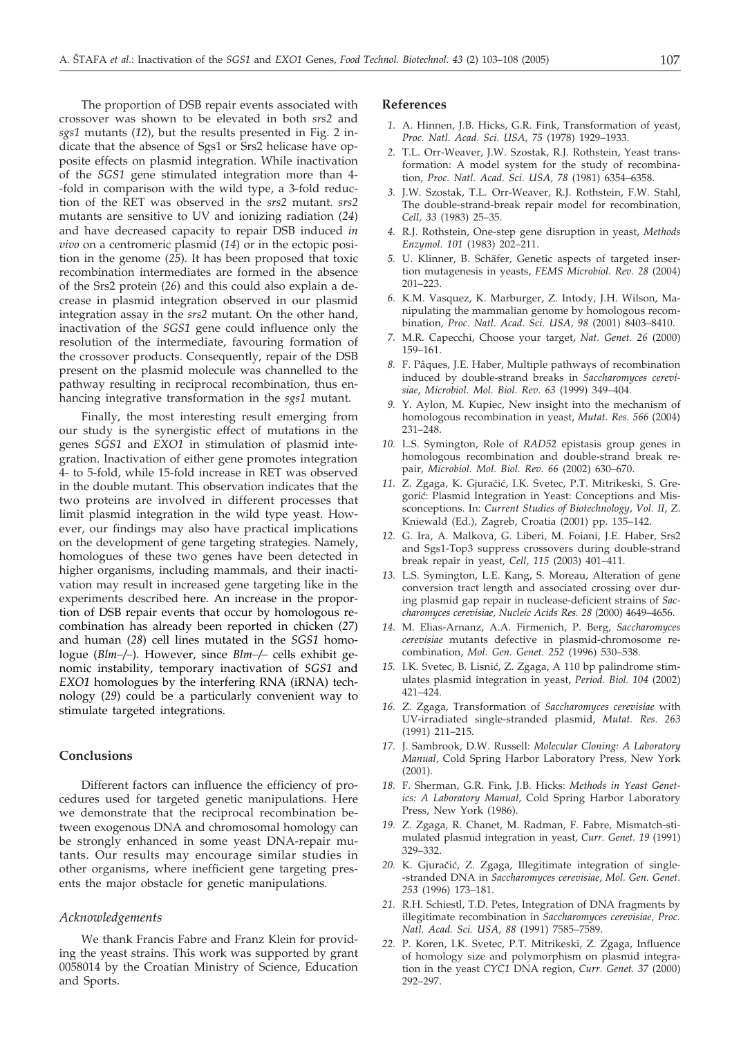The proportion of DSB repair events associated with crossover was shown to be elevated in both *srs2* and *sgs1* mutants (*12*), but the results presented in Fig. 2 indicate that the absence of Sgs1 or Srs2 helicase have opposite effects on plasmid integration. While inactivation of the *SGS1* gene stimulated integration more than 4-fold in comparison with the wild type, a 3-fold reduction of the RET was observed in the *srs2* mutant. *srs2* mutants are sensitive to UV and ionizing radiation (*24*) and have decreased capacity to repair DSB induced *in vivo* on a centromeric plasmid (*14*) or in the ectopic position in the genome (*25*). It has been proposed that toxic recombination intermediates are formed in the absence of the Srs2 protein (*26*) and this could also explain a decrease in plasmid integration observed in our plasmid integration assay in the *srs2* mutant. On the other hand, inactivation of the *SGS1* gene could influence only the resolution of the intermediate, favouring formation of the crossover products. Consequently, repair of the DSB present on the plasmid molecule was channelled to the pathway resulting in reciprocal recombination, thus enhancing integrative transformation in the *sgs1* mutant.

Finally, the most interesting result emerging from our study is the synergistic effect of mutations in the genes *SGS1* and *EXO1* in stimulation of plasmid integration. Inactivation of either gene promotes integration 4- to 5-fold, while 15-fold increase in RET was observed in the double mutant. This observation indicates that the two proteins are involved in different processes that limit plasmid integration in the wild type yeast. However, our findings may also have practical implications on the development of gene targeting strategies. Namely, homologues of these two genes have been detected in higher organisms, including mammals, and their inactivation may result in increased gene targeting like in the experiments described here. An increase in the proportion of DSB repair events that occur by homologous recombination has already been reported in chicken (*27*) and human (*28*) cell lines mutated in the *SGS1* homologue (*Blm–/–*). However, since *Blm–/–* cells exhibit genomic instability, temporary inactivation of *SGS1* and *EXO1* homologues by the interfering RNA (iRNA) technology (*29*) could be a particularly convenient way to stimulate targeted integrations.

## Conclusions

Different factors can influence the efficiency of procedures used for targeted genetic manipulations. Here we demonstrate that the reciprocal recombination between exogenous DNA and chromosomal homology can be strongly enhanced in some yeast DNA-repair mutants. Our results may encourage similar studies in other organisms, where inefficient gene targeting presents the major obstacle for genetic manipulations.

### *Acknowledgements*

We thank Francis Fabre and Franz Klein for providing the yeast strains. This work was supported by grant 0058014 by the Croatian Ministry of Science, Education and Sports.

## References

1. A. Hinnen, J.B. Hicks, G.R. Fink, Transformation of yeast, *Proc. Natl. Acad. Sci. USA, 75* (1978) 1929–1933.
2. T.L. Orr-Weaver, J.W. Szostak, R.J. Rothstein, Yeast transformation: A model system for the study of recombination, *Proc. Natl. Acad. Sci. USA, 78* (1981) 6354–6358.
3. J.W. Szostak, T.L. Orr-Weaver, R.J. Rothstein, F.W. Stahl, The double-strand-break repair model for recombination, *Cell, 33* (1983) 25–35.
4. R.J. Rothstein, One-step gene disruption in yeast, *Methods Enzymol. 101* (1983) 202–211.
5. U. Klinner, B. Schäfer, Genetic aspects of targeted insertion mutagenesis in yeasts, *FEMS Microbiol. Rev. 28* (2004) 201–223.
6. K.M. Vasquez, K. Marburger, Z. Intody, J.H. Wilson, Manipulating the mammalian genome by homologous recombination, *Proc. Natl. Acad. Sci. USA, 98* (2001) 8403–8410.
7. M.R. Capecchi, Choose your target, *Nat. Genet. 26* (2000) 159–161.
8. F. Pâques, J.E. Haber, Multiple pathways of recombination induced by double-strand breaks in *Saccharomyces cerevisiae*, *Microbiol. Mol. Biol. Rev. 63* (1999) 349–404.
9. Y. Aylon, M. Kupiec, New insight into the mechanism of homologous recombination in yeast, *Mutat. Res. 566* (2004) 231–248.
10. L.S. Symington, Role of *RAD52* epistasis group genes in homologous recombination and double-strand break repair, *Microbiol. Mol. Biol. Rev. 66* (2002) 630–670.
11. Z. Zgaga, K. Gjuračić, I.K. Svetec, P.T. Mitrikeski, S. Gregorić: Plasmid Integration in Yeast: Conceptions and Missconceptions. In: *Current Studies of Biotechnology*, *Vol. II*, Z. Kniewald (Ed.), Zagreb, Croatia (2001) pp. 135–142.
12. G. Ira, A. Malkova, G. Liberi, M. Foiani, J.E. Haber, Srs2 and Sgs1-Top3 suppress crossovers during double-strand break repair in yeast, *Cell, 115* (2003) 401–411.
13. L.S. Symington, L.E. Kang, S. Moreau, Alteration of gene conversion tract length and associated crossing over during plasmid gap repair in nuclease-deficient strains of *Saccharomyces cerevisiae, Nucleic Acids Res. 28* (2000) 4649–4656.
14. M. Elias-Arnanz, A.A. Firmenich, P. Berg, *Saccharomyces cerevisiae* mutants defective in plasmid-chromosome recombination, *Mol. Gen. Genet. 252* (1996) 530–538.
15. I.K. Svetec, B. Lisnić, Z. Zgaga, A 110 bp palindrome stimulates plasmid integration in yeast, *Period. Biol. 104* (2002) 421–424.
16. Z. Zgaga, Transformation of *Saccharomyces cerevisiae* with UV-irradiated single-stranded plasmid, *Mutat. Res. 263* (1991) 211–215.
17. J. Sambrook, D.W. Russell: *Molecular Cloning: A Laboratory Manual*, Cold Spring Harbor Laboratory Press, New York (2001).
18. F. Sherman, G.R. Fink, J.B. Hicks: *Methods in Yeast Genetics: A Laboratory Manual*, Cold Spring Harbor Laboratory Press, New York (1986).
19. Z. Zgaga, R. Chanet, M. Radman, F. Fabre, Mismatch-stimulated plasmid integration in yeast, *Curr. Genet. 19* (1991) 329–332.
20. K. Gjuračić, Z. Zgaga, Illegitimate integration of single-stranded DNA in *Saccharomyces cerevisiae*, *Mol. Gen. Genet. 253* (1996) 173–181.
21. R.H. Schiestl, T.D. Petes, Integration of DNA fragments by illegitimate recombination in *Saccharomyces cerevisiae, Proc. Natl. Acad. Sci. USA, 88* (1991) 7585–7589.
22. P. Koren, I.K. Svetec, P.T. Mitrikeski, Z. Zgaga, Influence of homology size and polymorphism on plasmid integration in the yeast *CYC1* DNA region, *Curr. Genet. 37* (2000) 292–297.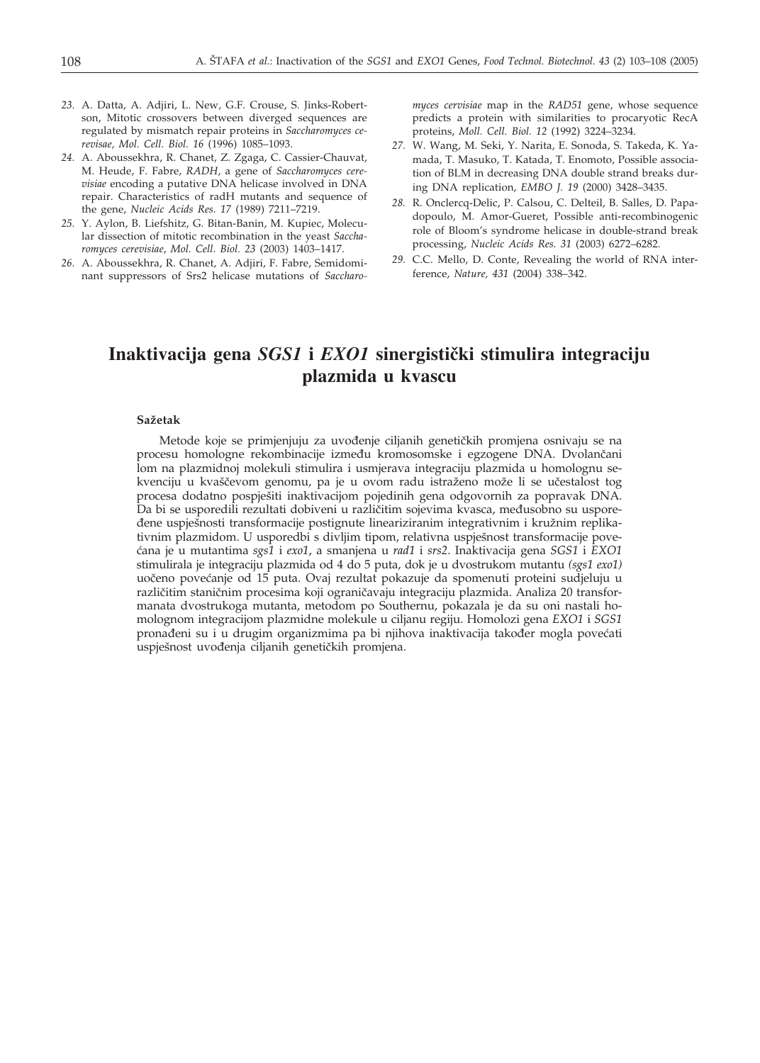23. A. Datta, A. Adjiri, L. New, G.F. Crouse, S. Jinks-Robertson, Mitotic crossovers between diverged sequences are regulated by mismatch repair proteins in *Saccharomyces cerevisae*, *Mol. Cell. Biol. 16* (1996) 1085–1093.
24. A. Aboussekhra, R. Chanet, Z. Zgaga, C. Cassier-Chauvat, M. Heude, F. Fabre, *RADH*, a gene of *Saccharomyces cerevisiae* encoding a putative DNA helicase involved in DNA repair. Characteristics of radH mutants and sequence of the gene, *Nucleic Acids Res. 17* (1989) 7211–7219.
25. Y. Aylon, B. Liefshitz, G. Bitan-Banin, M. Kupiec, Molecular dissection of mitotic recombination in the yeast *Saccharomyces cerevisiae*, *Mol. Cell. Biol. 23* (2003) 1403–1417.
26. A. Aboussekhra, R. Chanet, A. Adjiri, F. Fabre, Semidominant suppressors of Srs2 helicase mutations of *Saccharomyces cervisiae* map in the *RAD51* gene, whose sequence predicts a protein with similarities to procaryotic RecA proteins, *Moll. Cell. Biol. 12* (1992) 3224–3234.
27. W. Wang, M. Seki, Y. Narita, E. Sonoda, S. Takeda, K. Yamada, T. Masuko, T. Katada, T. Enomoto, Possible association of BLM in decreasing DNA double strand breaks during DNA replication, *EMBO J. 19* (2000) 3428–3435.
28. R. Onclercq-Delic, P. Calsou, C. Delteil, B. Salles, D. Papadopoulo, M. Amor-Gueret, Possible anti-recombinogenic role of Bloom's syndrome helicase in double-strand break processing, *Nucleic Acids Res. 31* (2003) 6272–6282.
29. C.C. Mello, D. Conte, Revealing the world of RNA interference, *Nature, 431* (2004) 338–342.

# Inaktivacija gena *SGS1* i *EXO1* sinergistički stimulira integraciju plazmida u kvascu

## Sažetak

Metode koje se primjenjuju za uvođenje ciljanih genetičkih promjena osnivaju se na procesu homologne rekombinacije između kromosomske i egzogene DNA. Dvolančani lom na plazmidnoj molekuli stimulira i usmjerava integraciju plazmida u homolognu sekvenciju u kvaščevom genomu, pa je u ovom radu istraženo može li se učestalost tog procesa dodatno pospješiti inaktivacijom pojedinih gena odgovornih za popravak DNA. Da bi se usporedili rezultati dobiveni u različitim sojevima kvasca, međusobno su uspoređene uspješnosti transformacije postignute lineariziranim integrativnim i kružnim replikativnim plazmidom. U usporedbi s divljim tipom, relativna uspješnost transformacije povećana je u mutantima *sgs1* i *exo1*, a smanjena u *rad1* i *srs2*. Inaktivacija gena *SGS1* i *EXO1* stimulirala je integraciju plazmida od 4 do 5 puta, dok je u dvostrukom mutantu *(sgs1 exo1)* uočeno povećanje od 15 puta. Ovaj rezultat pokazuje da spomenuti proteini sudjeluju u različitim staničnim procesima koji ograničavaju integraciju plazmida. Analiza 20 transformanata dvostrukoga mutanta, metodom po Southernu, pokazala je da su oni nastali homolognom integracijom plazmidne molekule u ciljanu regiju. Homolozi gena *EXO1* i *SGS1* pronađeni su i u drugim organizmima pa bi njihova inaktivacija također mogla povećati uspješnost uvođenja ciljanih genetičkih promjena.